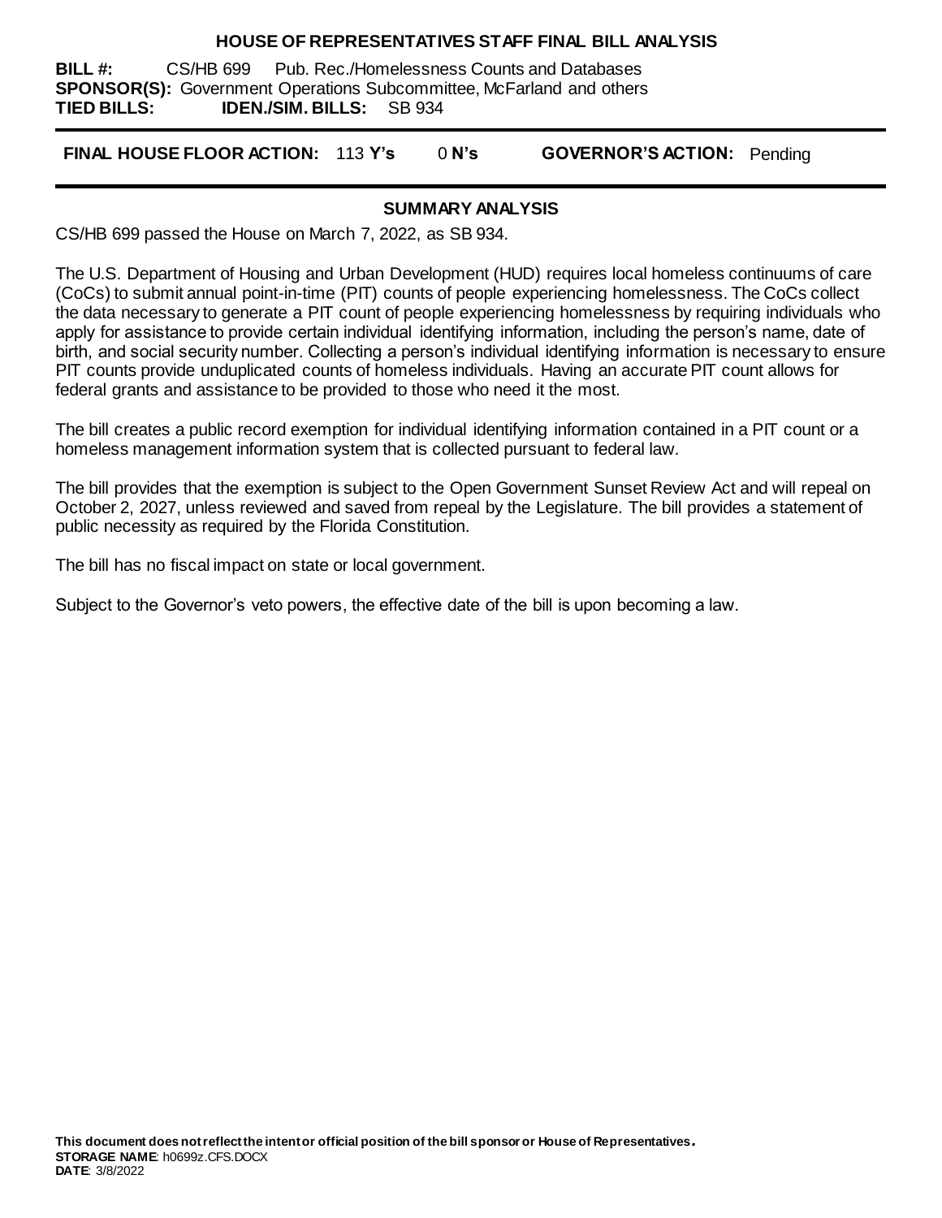# HOUSE OF REPRESENTATIVES STAFF FINAL BILL ANALYSIS

**BILL #:** CS/HB 699 Pub. Rec./Homelessness Counts and Databases
**SPONSOR(S):** Government Operations Subcommittee, McFarland and others
**TIED BILLS:** **IDEN./SIM. BILLS:** SB 934

**FINAL HOUSE FLOOR ACTION:** 113 **Y's** 0 **N's** **GOVERNOR'S ACTION:** Pending

## SUMMARY ANALYSIS

CS/HB 699 passed the House on March 7, 2022, as SB 934.

The U.S. Department of Housing and Urban Development (HUD) requires local homeless continuums of care (CoCs) to submit annual point-in-time (PIT) counts of people experiencing homelessness. The CoCs collect the data necessary to generate a PIT count of people experiencing homelessness by requiring individuals who apply for assistance to provide certain individual identifying information, including the person's name, date of birth, and social security number. Collecting a person's individual identifying information is necessary to ensure PIT counts provide unduplicated counts of homeless individuals. Having an accurate PIT count allows for federal grants and assistance to be provided to those who need it the most.

The bill creates a public record exemption for individual identifying information contained in a PIT count or a homeless management information system that is collected pursuant to federal law.

The bill provides that the exemption is subject to the Open Government Sunset Review Act and will repeal on October 2, 2027, unless reviewed and saved from repeal by the Legislature. The bill provides a statement of public necessity as required by the Florida Constitution.

The bill has no fiscal impact on state or local government.

Subject to the Governor's veto powers, the effective date of the bill is upon becoming a law.

**This document does not reflect the intent or official position of the bill sponsor or House of Representatives.**
**STORAGE NAME**: h0699z.CFS.DOCX
**DATE**: 3/8/2022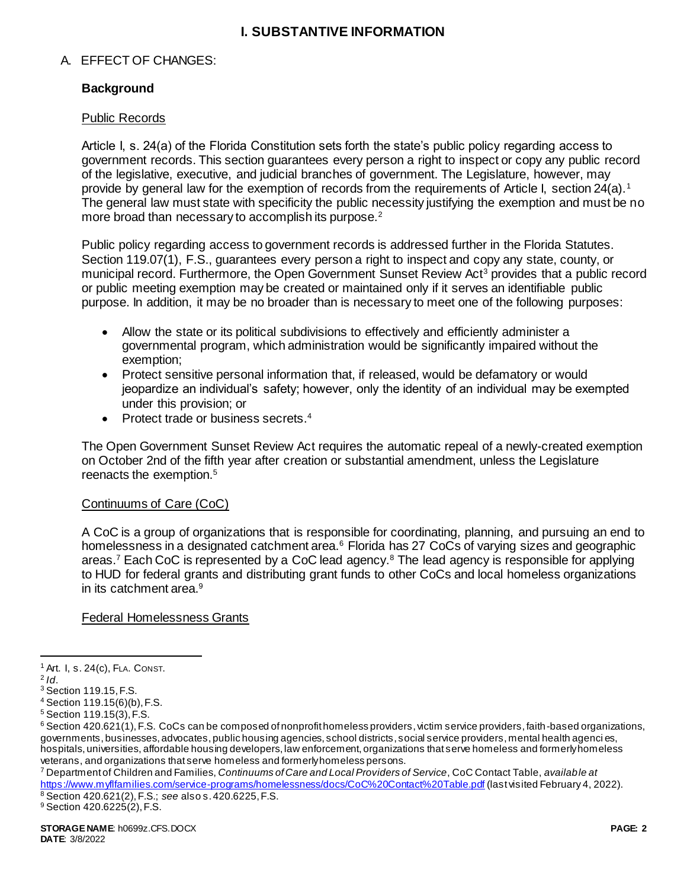# I. SUBSTANTIVE INFORMATION

A. EFFECT OF CHANGES:

**Background**

Public Records

Article I, s. 24(a) of the Florida Constitution sets forth the state's public policy regarding access to government records. This section guarantees every person a right to inspect or copy any public record of the legislative, executive, and judicial branches of government. The Legislature, however, may provide by general law for the exemption of records from the requirements of Article I, section 24(a).[1] The general law must state with specificity the public necessity justifying the exemption and must be no more broad than necessary to accomplish its purpose.[2]

Public policy regarding access to government records is addressed further in the Florida Statutes. Section 119.07(1), F.S., guarantees every person a right to inspect and copy any state, county, or municipal record. Furthermore, the Open Government Sunset Review Act[3] provides that a public record or public meeting exemption may be created or maintained only if it serves an identifiable public purpose. In addition, it may be no broader than is necessary to meet one of the following purposes:

- Allow the state or its political subdivisions to effectively and efficiently administer a governmental program, which administration would be significantly impaired without the exemption;
- Protect sensitive personal information that, if released, would be defamatory or would jeopardize an individual's safety; however, only the identity of an individual may be exempted under this provision; or
- Protect trade or business secrets.[4]

The Open Government Sunset Review Act requires the automatic repeal of a newly-created exemption on October 2nd of the fifth year after creation or substantial amendment, unless the Legislature reenacts the exemption.[5]

Continuums of Care (CoC)

A CoC is a group of organizations that is responsible for coordinating, planning, and pursuing an end to homelessness in a designated catchment area.[6] Florida has 27 CoCs of varying sizes and geographic areas.[7] Each CoC is represented by a CoC lead agency.[8] The lead agency is responsible for applying to HUD for federal grants and distributing grant funds to other CoCs and local homeless organizations in its catchment area.[9]

Federal Homelessness Grants

---

[1] Art. I, s. 24(c), FLA. CONST.
[2] *Id*.
[3] Section 119.15, F.S.
[4] Section 119.15(6)(b), F.S.
[5] Section 119.15(3), F.S.
[6] Section 420.621(1), F.S. CoCs can be composed of nonprofit homeless providers, victim service providers, faith-based organizations, governments, businesses, advocates, public housing agencies, school districts, social service providers, mental health agencies, hospitals, universities, affordable housing developers, law enforcement, organizations that serve homeless and formerly homeless veterans, and organizations that serve homeless and formerly homeless persons.
[7] Department of Children and Families, *Continuums of Care and Local Providers of Service*, CoC Contact Table, *available at* https://www.myflfamilies.com/service-programs/homelessness/docs/CoC%20Contact%20Table.pdf (last visited February 4, 2022).
[8] Section 420.621(2), F.S.; *see* also s. 420.6225, F.S.
[9] Section 420.6225(2), F.S.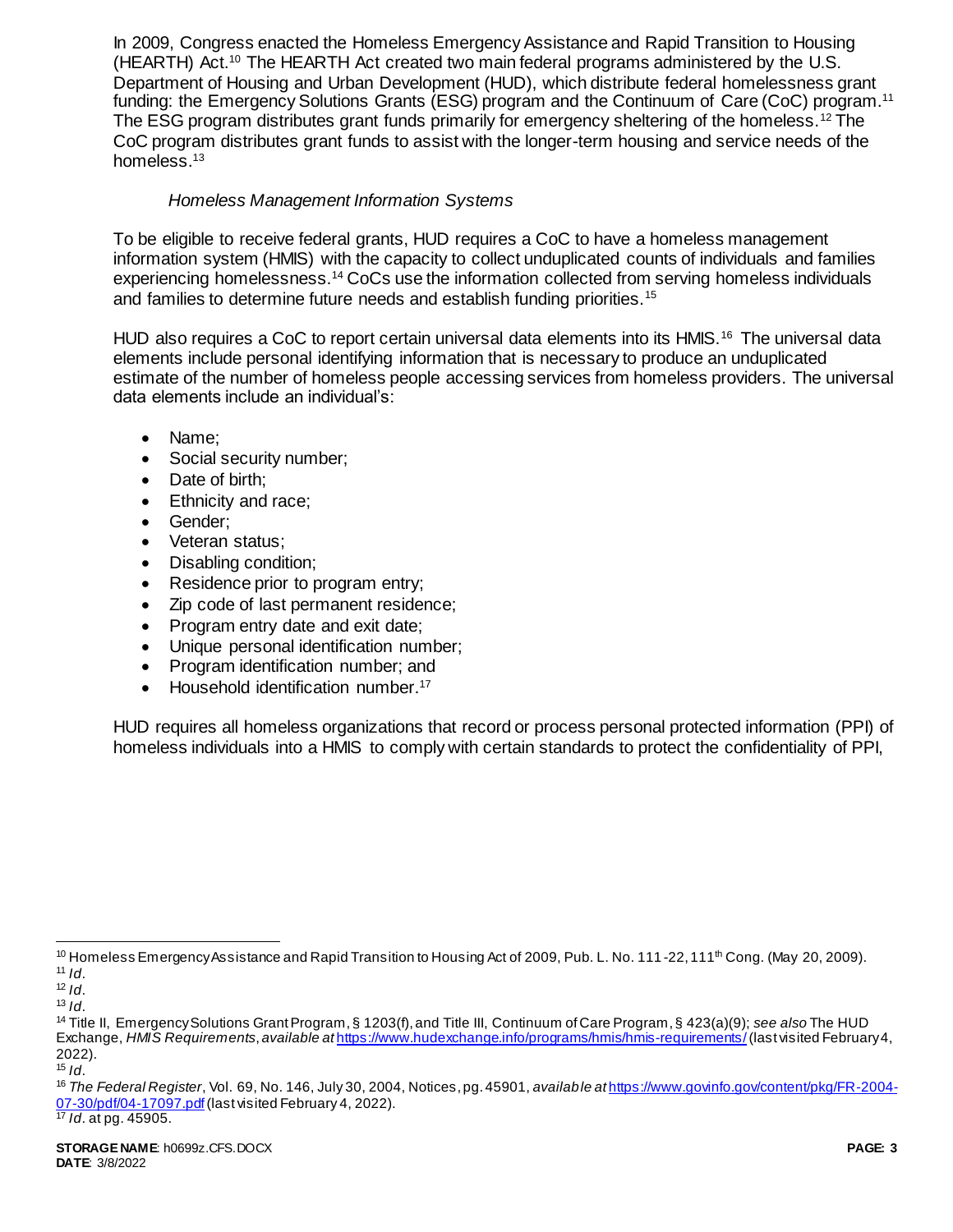In 2009, Congress enacted the Homeless Emergency Assistance and Rapid Transition to Housing (HEARTH) Act.[10] The HEARTH Act created two main federal programs administered by the U.S. Department of Housing and Urban Development (HUD), which distribute federal homelessness grant funding: the Emergency Solutions Grants (ESG) program and the Continuum of Care (CoC) program.[11] The ESG program distributes grant funds primarily for emergency sheltering of the homeless.[12] The CoC program distributes grant funds to assist with the longer-term housing and service needs of the homeless.[13]

*Homeless Management Information Systems*

To be eligible to receive federal grants, HUD requires a CoC to have a homeless management information system (HMIS) with the capacity to collect unduplicated counts of individuals and families experiencing homelessness.[14] CoCs use the information collected from serving homeless individuals and families to determine future needs and establish funding priorities.[15]

HUD also requires a CoC to report certain universal data elements into its HMIS.[16] The universal data elements include personal identifying information that is necessary to produce an unduplicated estimate of the number of homeless people accessing services from homeless providers. The universal data elements include an individual's:

- Name;
- Social security number;
- Date of birth;
- Ethnicity and race;
- Gender;
- Veteran status;
- Disabling condition;
- Residence prior to program entry;
- Zip code of last permanent residence;
- Program entry date and exit date;
- Unique personal identification number;
- Program identification number; and
- Household identification number.[17]

HUD requires all homeless organizations that record or process personal protected information (PPI) of homeless individuals into a HMIS to comply with certain standards to protect the confidentiality of PPI,

---

[10] Homeless Emergency Assistance and Rapid Transition to Housing Act of 2009, Pub. L. No. 111-22, 111th Cong. (May 20, 2009).
[11] *Id*.
[12] *Id*.
[13] *Id*.
[14] Title II, Emergency Solutions Grant Program, § 1203(f), and Title III, Continuum of Care Program, § 423(a)(9); *see also* The HUD Exchange, *HMIS Requirements*, *available at* https://www.hudexchange.info/programs/hmis/hmis-requirements/ (last visited February 4, 2022).
[15] *Id*.
[16] *The Federal Register*, Vol. 69, No. 146, July 30, 2004, Notices, pg. 45901, *available at* https://www.govinfo.gov/content/pkg/FR-2004-07-30/pdf/04-17097.pdf (last visited February 4, 2022).
[17] *Id*. at pg. 45905.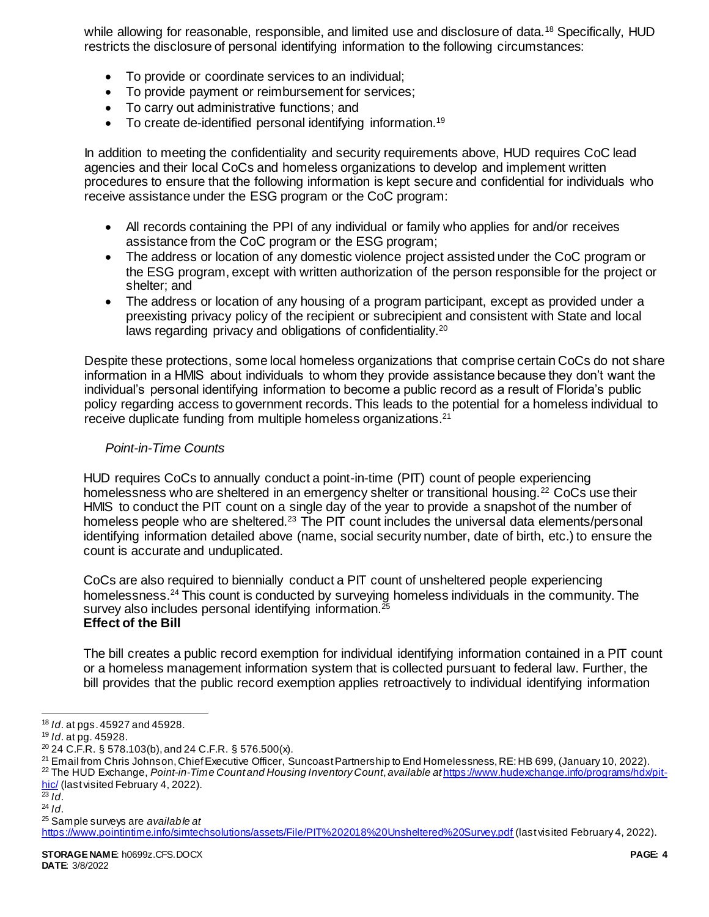while allowing for reasonable, responsible, and limited use and disclosure of data.[18] Specifically, HUD restricts the disclosure of personal identifying information to the following circumstances:

- To provide or coordinate services to an individual;
- To provide payment or reimbursement for services;
- To carry out administrative functions; and
- To create de-identified personal identifying information.[19]

In addition to meeting the confidentiality and security requirements above, HUD requires CoC lead agencies and their local CoCs and homeless organizations to develop and implement written procedures to ensure that the following information is kept secure and confidential for individuals who receive assistance under the ESG program or the CoC program:

- All records containing the PPI of any individual or family who applies for and/or receives assistance from the CoC program or the ESG program;
- The address or location of any domestic violence project assisted under the CoC program or the ESG program, except with written authorization of the person responsible for the project or shelter; and
- The address or location of any housing of a program participant, except as provided under a preexisting privacy policy of the recipient or subrecipient and consistent with State and local laws regarding privacy and obligations of confidentiality.[20]

Despite these protections, some local homeless organizations that comprise certain CoCs do not share information in a HMIS about individuals to whom they provide assistance because they don't want the individual's personal identifying information to become a public record as a result of Florida's public policy regarding access to government records. This leads to the potential for a homeless individual to receive duplicate funding from multiple homeless organizations.[21]

*Point-in-Time Counts*

HUD requires CoCs to annually conduct a point-in-time (PIT) count of people experiencing homelessness who are sheltered in an emergency shelter or transitional housing.[22] CoCs use their HMIS to conduct the PIT count on a single day of the year to provide a snapshot of the number of homeless people who are sheltered.[23] The PIT count includes the universal data elements/personal identifying information detailed above (name, social security number, date of birth, etc.) to ensure the count is accurate and unduplicated.

CoCs are also required to biennially conduct a PIT count of unsheltered people experiencing homelessness.[24] This count is conducted by surveying homeless individuals in the community. The survey also includes personal identifying information.[25]

**Effect of the Bill**

The bill creates a public record exemption for individual identifying information contained in a PIT count or a homeless management information system that is collected pursuant to federal law. Further, the bill provides that the public record exemption applies retroactively to individual identifying information

---

[18] *Id*. at pgs. 45927 and 45928.
[19] *Id*. at pg. 45928.
[20] 24 C.F.R. § 578.103(b), and 24 C.F.R. § 576.500(x).
[21] Email from Chris Johnson, Chief Executive Officer, Suncoast Partnership to End Homelessness, RE: HB 699, (January 10, 2022).
[22] The HUD Exchange, *Point-in-Time Count and Housing Inventory Count*, *available at* https://www.hudexchange.info/programs/hdx/pit-hic/ (last visited February 4, 2022).
[23] *Id*.
[24] *Id*.
[25] Sample surveys are *available at* https://www.pointintime.info/simtechsolutions/assets/File/PIT%202018%20Unsheltered%20Survey.pdf (last visited February 4, 2022).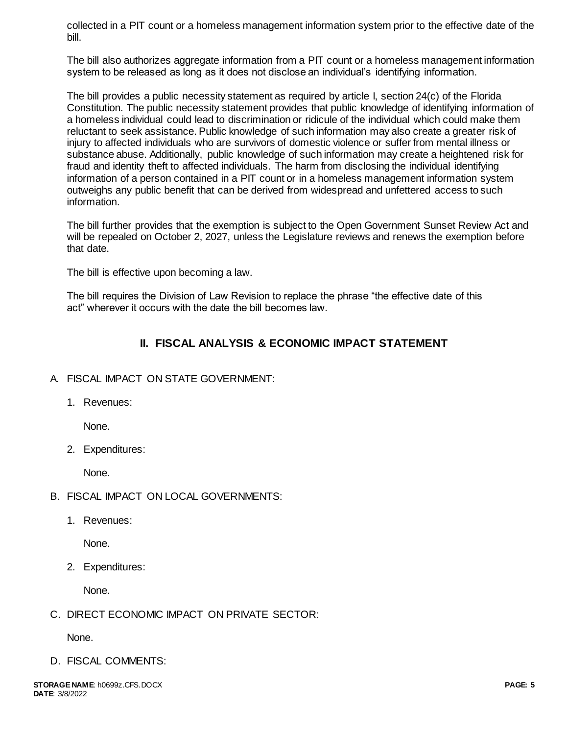collected in a PIT count or a homeless management information system prior to the effective date of the bill.

The bill also authorizes aggregate information from a PIT count or a homeless management information system to be released as long as it does not disclose an individual's identifying information.

The bill provides a public necessity statement as required by article I, section 24(c) of the Florida Constitution. The public necessity statement provides that public knowledge of identifying information of a homeless individual could lead to discrimination or ridicule of the individual which could make them reluctant to seek assistance. Public knowledge of such information may also create a greater risk of injury to affected individuals who are survivors of domestic violence or suffer from mental illness or substance abuse. Additionally, public knowledge of such information may create a heightened risk for fraud and identity theft to affected individuals. The harm from disclosing the individual identifying information of a person contained in a PIT count or in a homeless management information system outweighs any public benefit that can be derived from widespread and unfettered access to such information.

The bill further provides that the exemption is subject to the Open Government Sunset Review Act and will be repealed on October 2, 2027, unless the Legislature reviews and renews the exemption before that date.

The bill is effective upon becoming a law.

The bill requires the Division of Law Revision to replace the phrase "the effective date of this act" wherever it occurs with the date the bill becomes law.

## II. FISCAL ANALYSIS & ECONOMIC IMPACT STATEMENT

A. FISCAL IMPACT ON STATE GOVERNMENT:

1. Revenues:

   None.

2. Expenditures:

   None.

B. FISCAL IMPACT ON LOCAL GOVERNMENTS:

1. Revenues:

   None.

2. Expenditures:

   None.

C. DIRECT ECONOMIC IMPACT ON PRIVATE SECTOR:

   None.

D. FISCAL COMMENTS: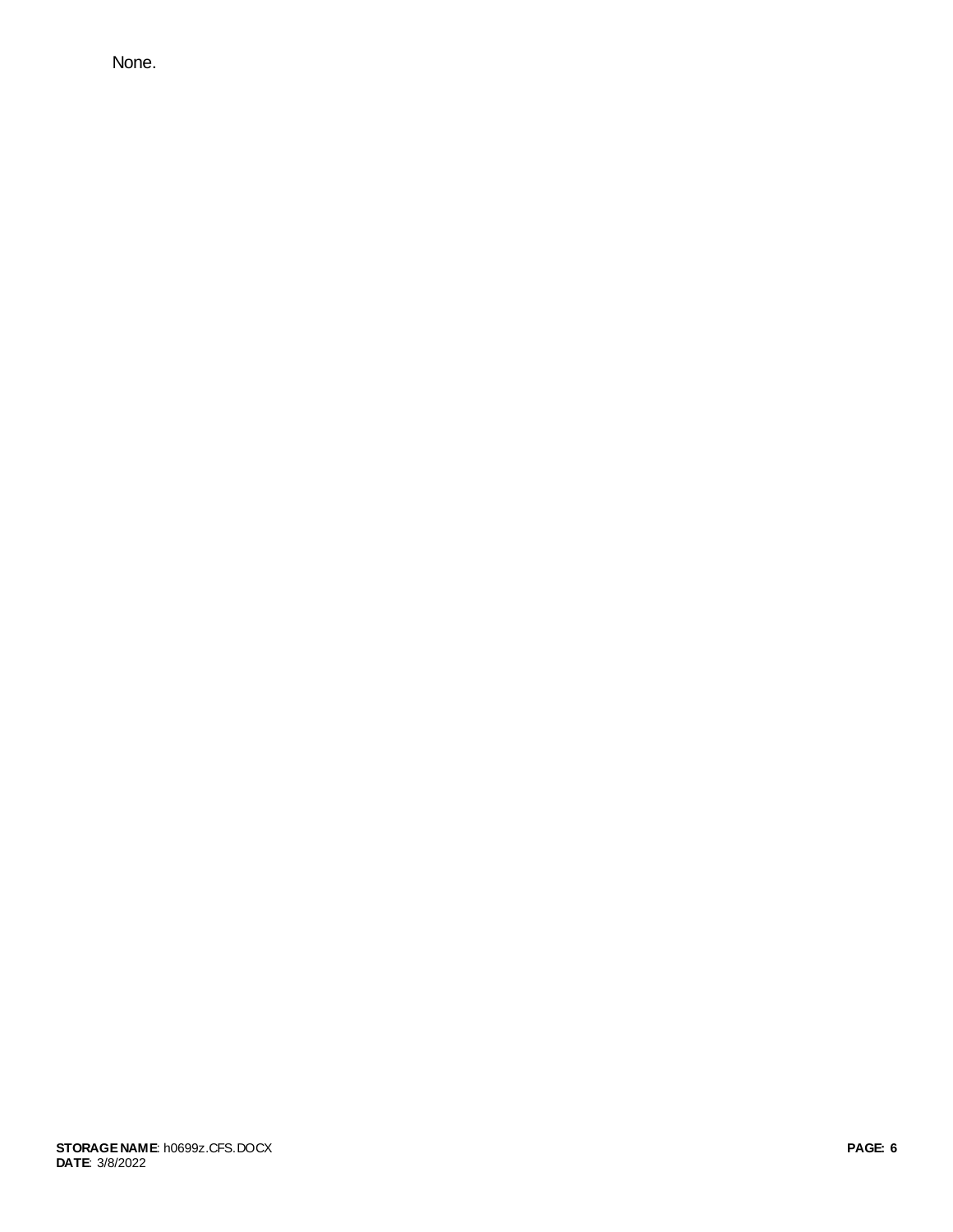None.